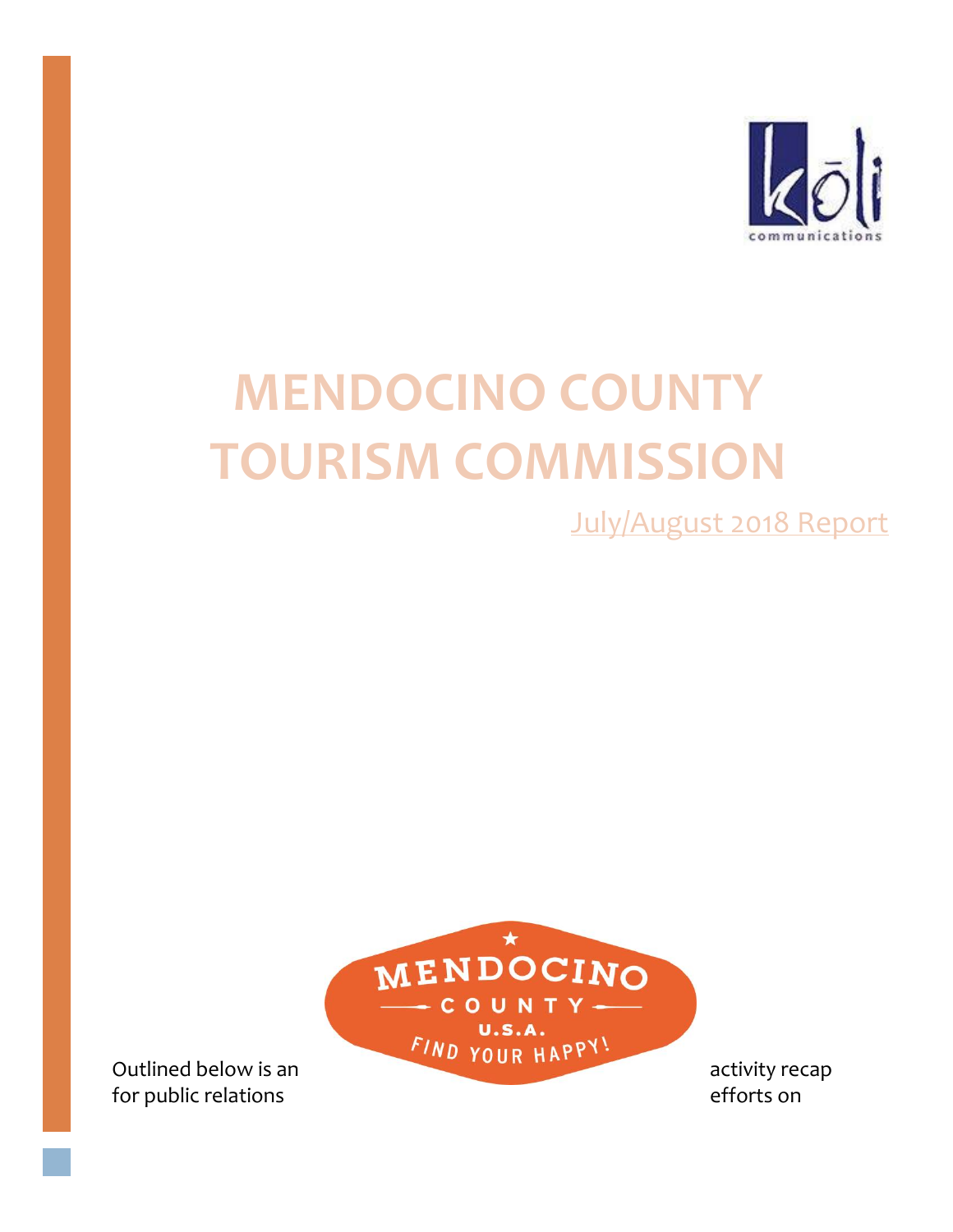# MENDOCINO COUNTY TOURISM COMMISSION

July/August 2018 Report

Outlined below is an activity recap for public relations efforts on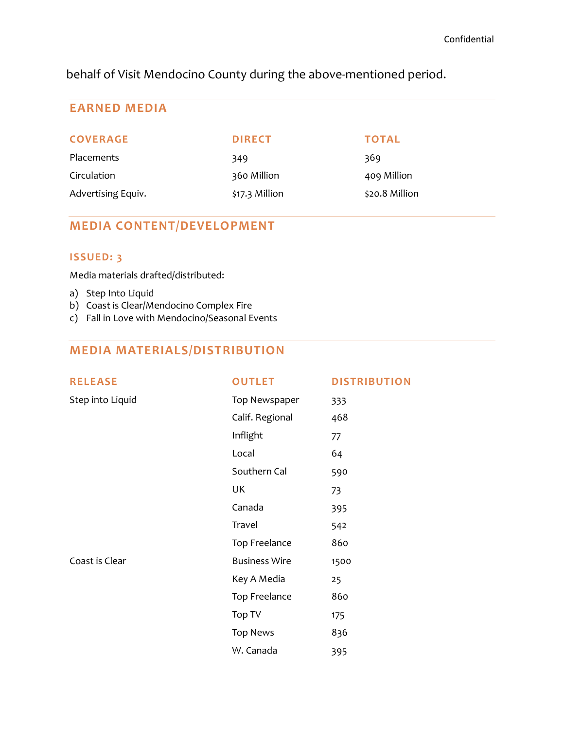behalf of Visit Mendocino County during the above-mentioned period.

## EARNED MEDIA

| COVERAGE | DIRECT | TOTAL |
| --- | --- | --- |
| Placements | 349 | 369 |
| Circulation | 360 Million | 409 Million |
| Advertising Equiv. | $17.3 Million | $20.8 Million |

## MEDIA CONTENT/DEVELOPMENT

### ISSUED: 3

Media materials drafted/distributed:

a) Step Into Liquid
b) Coast is Clear/Mendocino Complex Fire
c) Fall in Love with Mendocino/Seasonal Events

## MEDIA MATERIALS/DISTRIBUTION

| RELEASE | OUTLET | DISTRIBUTION |
| --- | --- | --- |
| Step into Liquid | Top Newspaper | 333 |
| | Calif. Regional | 468 |
| | Inflight | 77 |
| | Local | 64 |
| | Southern Cal | 590 |
| | UK | 73 |
| | Canada | 395 |
| | Travel | 542 |
| | Top Freelance | 860 |
| Coast is Clear | Business Wire | 1500 |
| | Key A Media | 25 |
| | Top Freelance | 860 |
| | Top TV | 175 |
| | Top News | 836 |
| | W. Canada | 395 |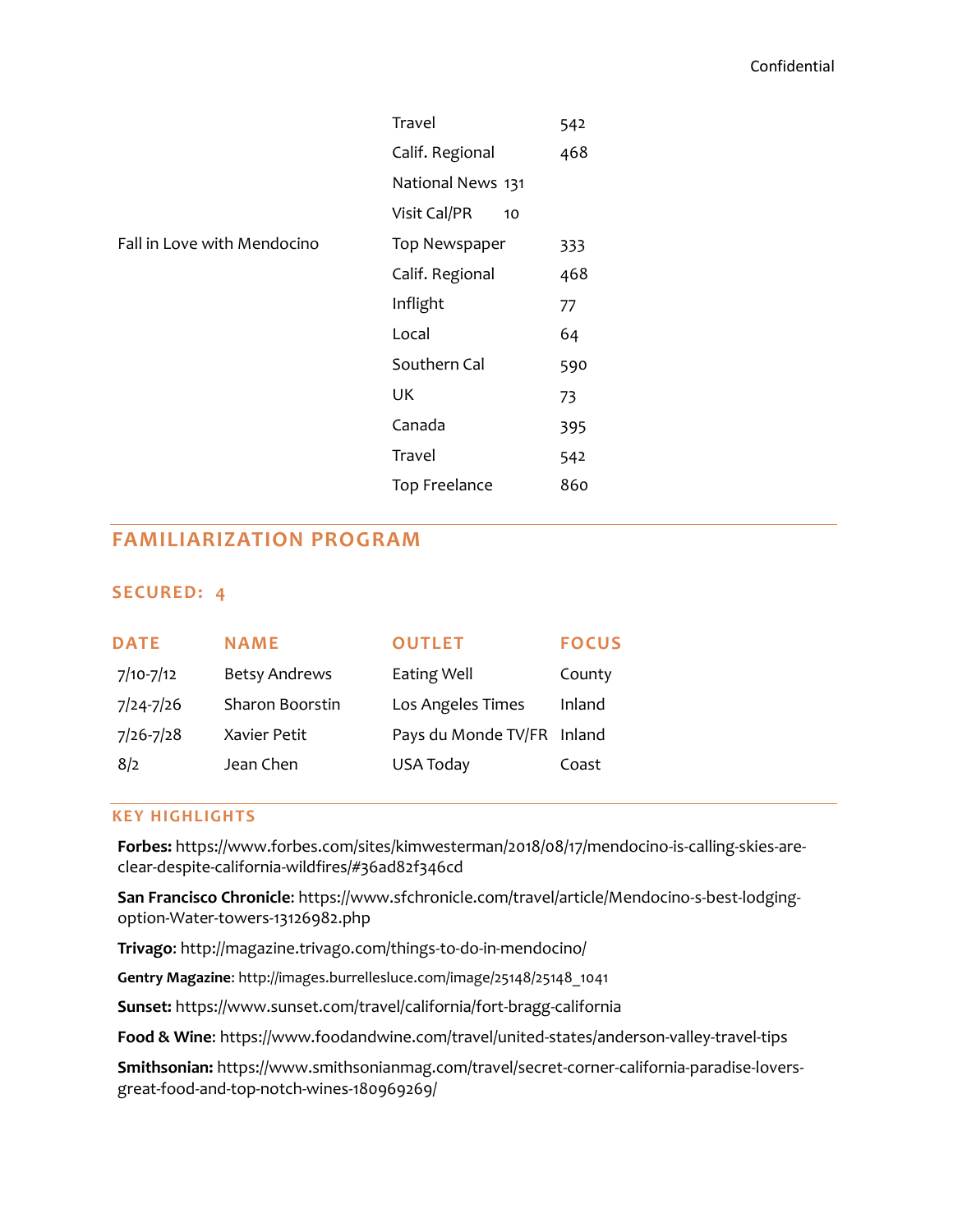| | | |
|---|---|---|
| | Travel | 542 |
| | Calif. Regional | 468 |
| | National News | 131 |
| | Visit Cal/PR | 10 |
| Fall in Love with Mendocino | Top Newspaper | 333 |
| | Calif. Regional | 468 |
| | Inflight | 77 |
| | Local | 64 |
| | Southern Cal | 590 |
| | UK | 73 |
| | Canada | 395 |
| | Travel | 542 |
| | Top Freelance | 860 |

## FAMILIARIZATION PROGRAM

### SECURED: 4

| DATE | NAME | OUTLET | FOCUS |
|---|---|---|---|
| 7/10-7/12 | Betsy Andrews | Eating Well | County |
| 7/24-7/26 | Sharon Boorstin | Los Angeles Times | Inland |
| 7/26-7/28 | Xavier Petit | Pays du Monde TV/FR | Inland |
| 8/2 | Jean Chen | USA Today | Coast |

### KEY HIGHLIGHTS

**Forbes:** https://www.forbes.com/sites/kimwesterman/2018/08/17/mendocino-is-calling-skies-are-clear-despite-california-wildfires/#36ad82f346cd

**San Francisco Chronicle**: https://www.sfchronicle.com/travel/article/Mendocino-s-best-lodging-option-Water-towers-13126982.php

**Trivago**: http://magazine.trivago.com/things-to-do-in-mendocino/

**Gentry Magazine**: http://images.burrellesluce.com/image/25148/25148_1041

**Sunset:** https://www.sunset.com/travel/california/fort-bragg-california

**Food & Wine**: https://www.foodandwine.com/travel/united-states/anderson-valley-travel-tips

**Smithsonian:** https://www.smithsonianmag.com/travel/secret-corner-california-paradise-lovers-great-food-and-top-notch-wines-180969269/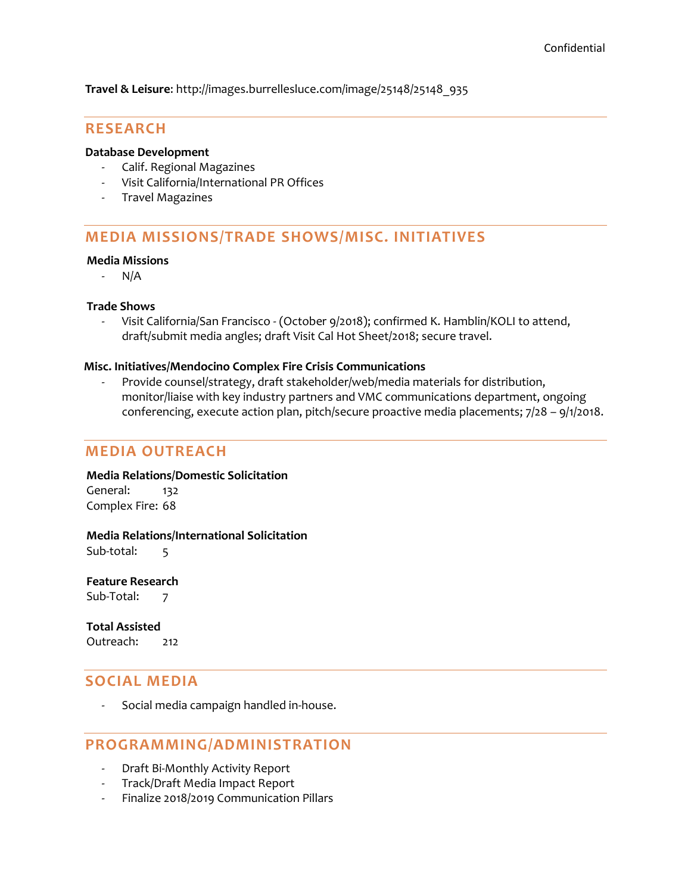**Travel & Leisure**: http://images.burrellesluce.com/image/25148/25148_935

## RESEARCH

**Database Development**

- Calif. Regional Magazines
- Visit California/International PR Offices
- Travel Magazines

## MEDIA MISSIONS/TRADE SHOWS/MISC. INITIATIVES

**Media Missions**

- N/A

**Trade Shows**

- Visit California/San Francisco - (October 9/2018); confirmed K. Hamblin/KOLI to attend, draft/submit media angles; draft Visit Cal Hot Sheet/2018; secure travel.

**Misc. Initiatives/Mendocino Complex Fire Crisis Communications**

- Provide counsel/strategy, draft stakeholder/web/media materials for distribution, monitor/liaise with key industry partners and VMC communications department, ongoing conferencing, execute action plan, pitch/secure proactive media placements; 7/28 – 9/1/2018.

## MEDIA OUTREACH

**Media Relations/Domestic Solicitation**

General: 132
Complex Fire: 68

**Media Relations/International Solicitation**

Sub-total: 5

**Feature Research**

Sub-Total: 7

**Total Assisted**

Outreach: 212

## SOCIAL MEDIA

- Social media campaign handled in-house.

## PROGRAMMING/ADMINISTRATION

- Draft Bi-Monthly Activity Report
- Track/Draft Media Impact Report
- Finalize 2018/2019 Communication Pillars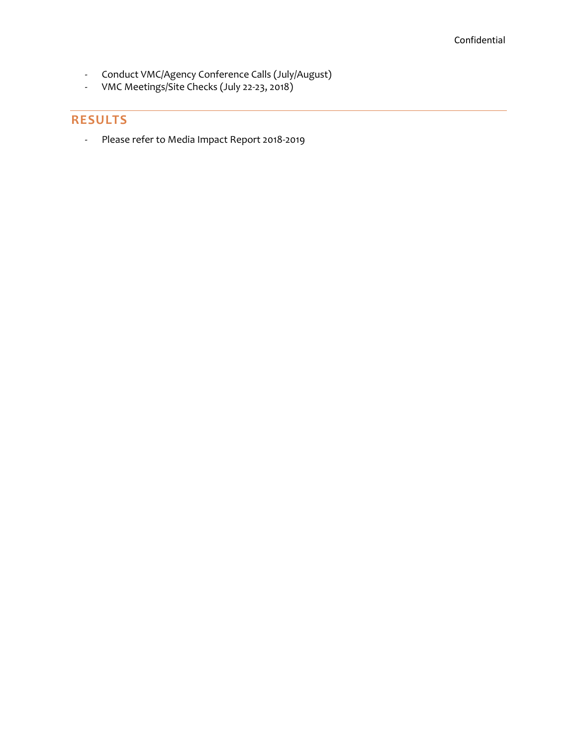- Conduct VMC/Agency Conference Calls (July/August)
- VMC Meetings/Site Checks (July 22-23, 2018)

## RESULTS

- Please refer to Media Impact Report 2018-2019